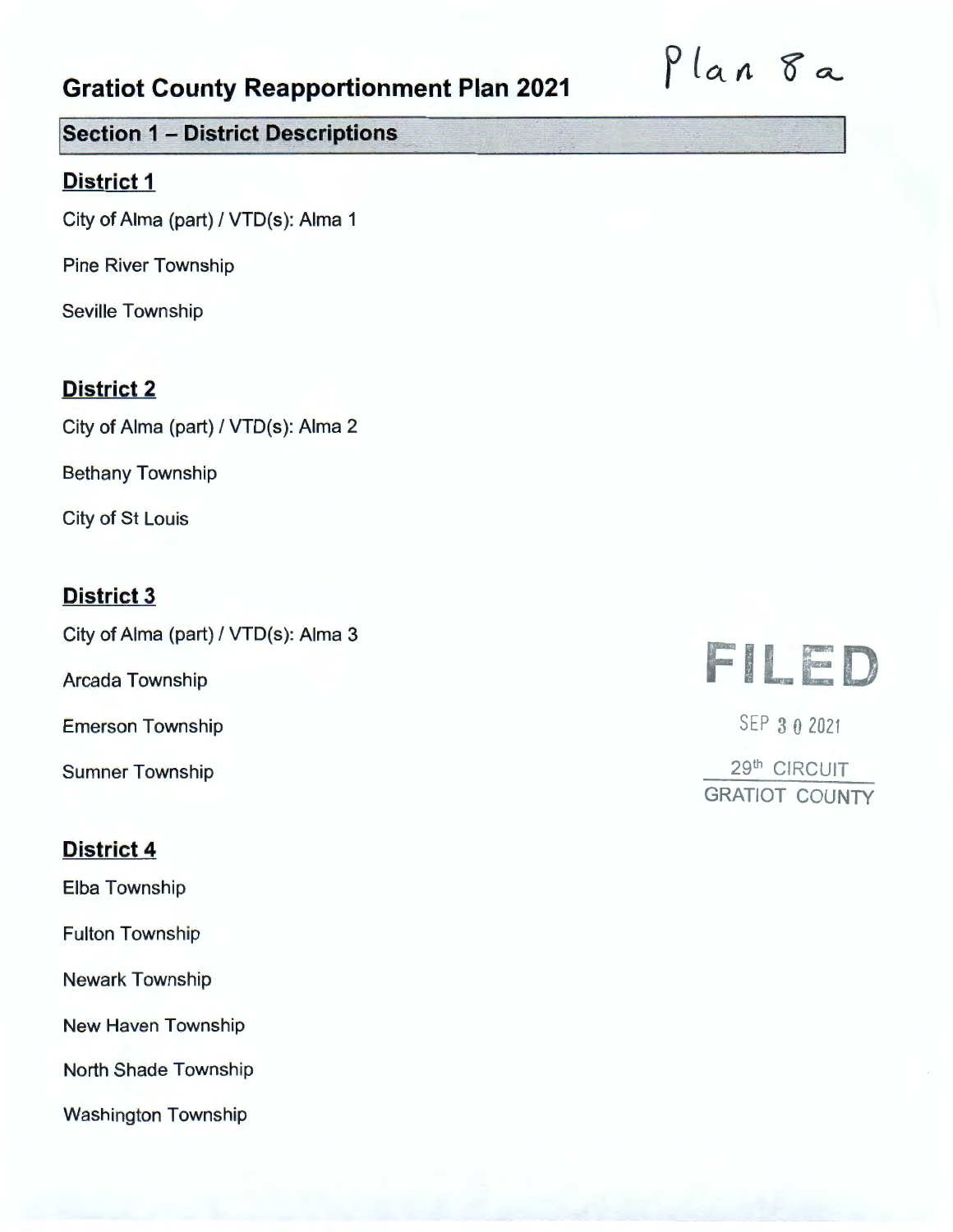# Gratiot County Reapportionment Plan 2021

Plan 8a

## Section 1 – District Descriptions

### District 1

City of Alma (part) / VTD(s): Alma 1

Pine River Township

Seville Township

### District 2

City of Alma (part) / VTD(s): Alma 2

Bethany Township

City of St Louis

### District 3

City of Alma (part) / VTD(s): Alma 3

Arcada Township

Emerson Township

Sumner Township

FILED

SEP 30 2021

29th CIRCUIT
GRATIOT COUNTY

### District 4

Elba Township

Fulton Township

Newark Township

New Haven Township

North Shade Township

Washington Township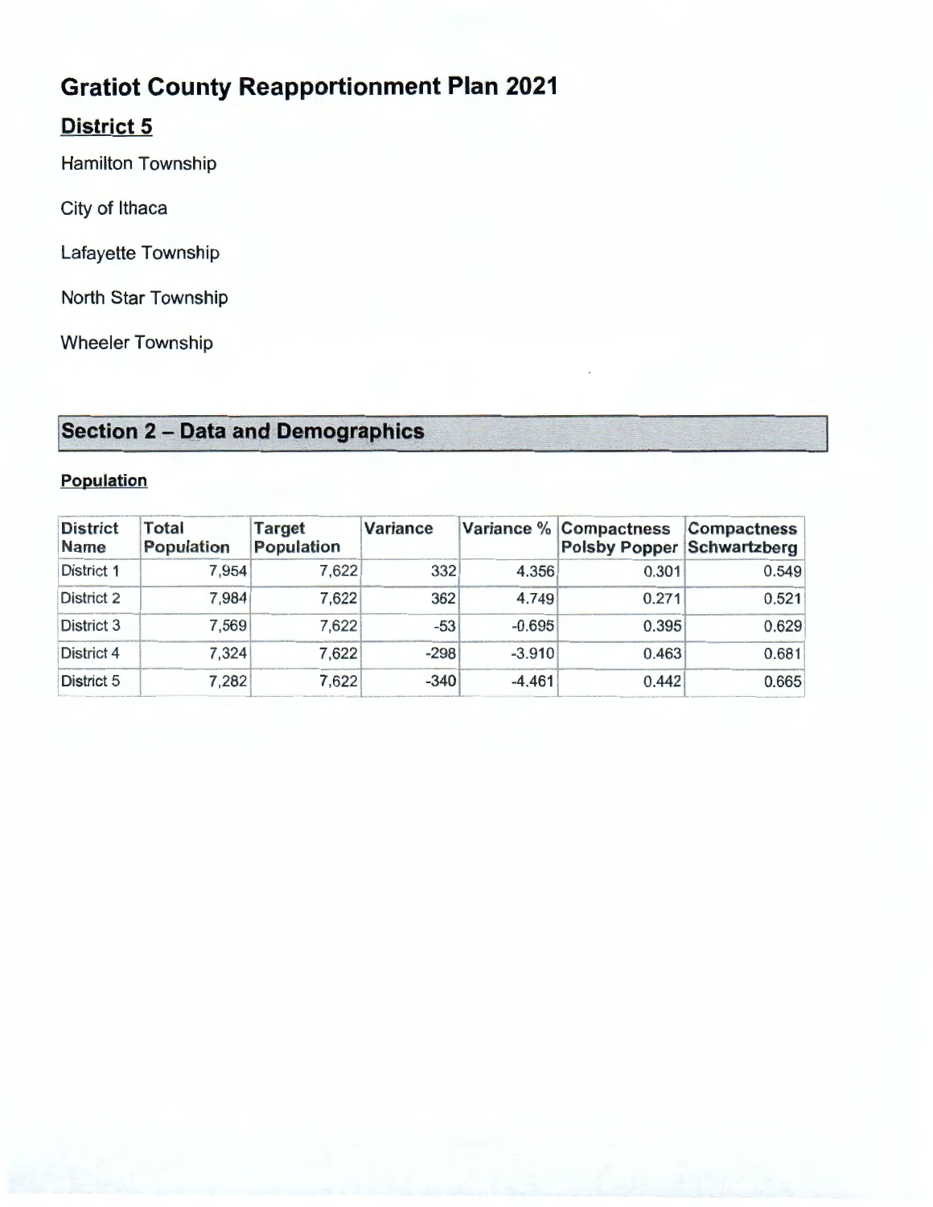# Gratiot County Reapportionment Plan 2021

## District 5

Hamilton Township

City of Ithaca

Lafayette Township

North Star Township

Wheeler Township

## Section 2 – Data and Demographics

### Population

| District Name | Total Population | Target Population | Variance | Variance % | Compactness Polsby Popper | Compactness Schwartzberg |
|---|---|---|---|---|---|---|
| District 1 | 7,954 | 7,622 | 332 | 4.356 | 0.301 | 0.549 |
| District 2 | 7,984 | 7,622 | 362 | 4.749 | 0.271 | 0.521 |
| District 3 | 7,569 | 7,622 | -53 | -0.695 | 0.395 | 0.629 |
| District 4 | 7,324 | 7,622 | -298 | -3.910 | 0.463 | 0.681 |
| District 5 | 7,282 | 7,622 | -340 | -4.461 | 0.442 | 0.665 |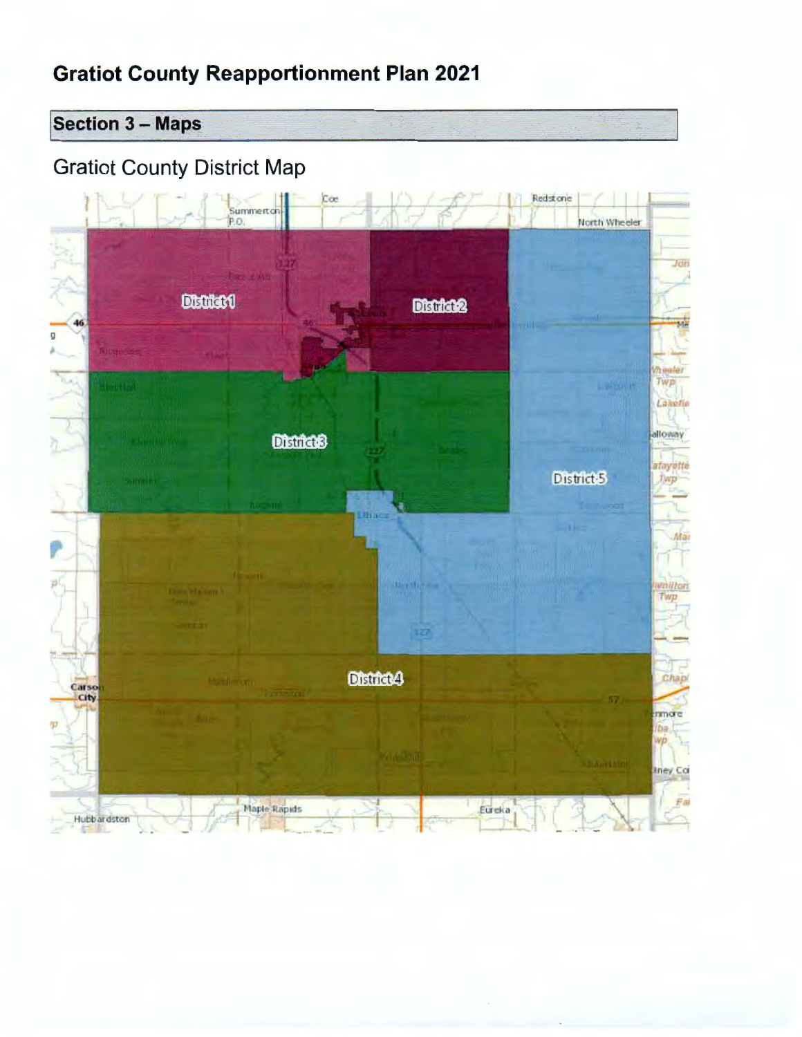# Gratiot County Reapportionment Plan 2021

## Section 3 – Maps

Gratiot County District Map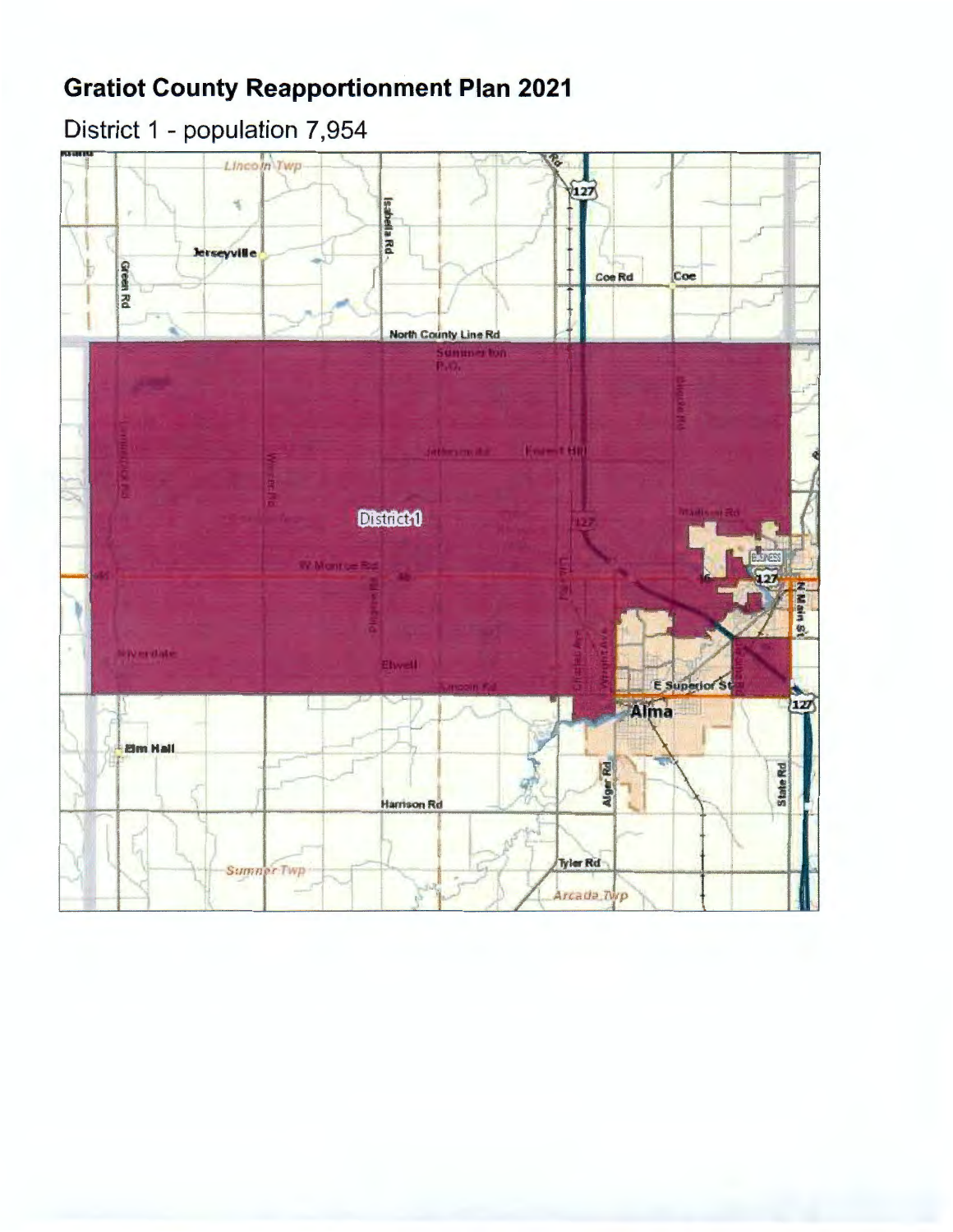# Gratiot County Reapportionment Plan 2021

District 1 - population 7,954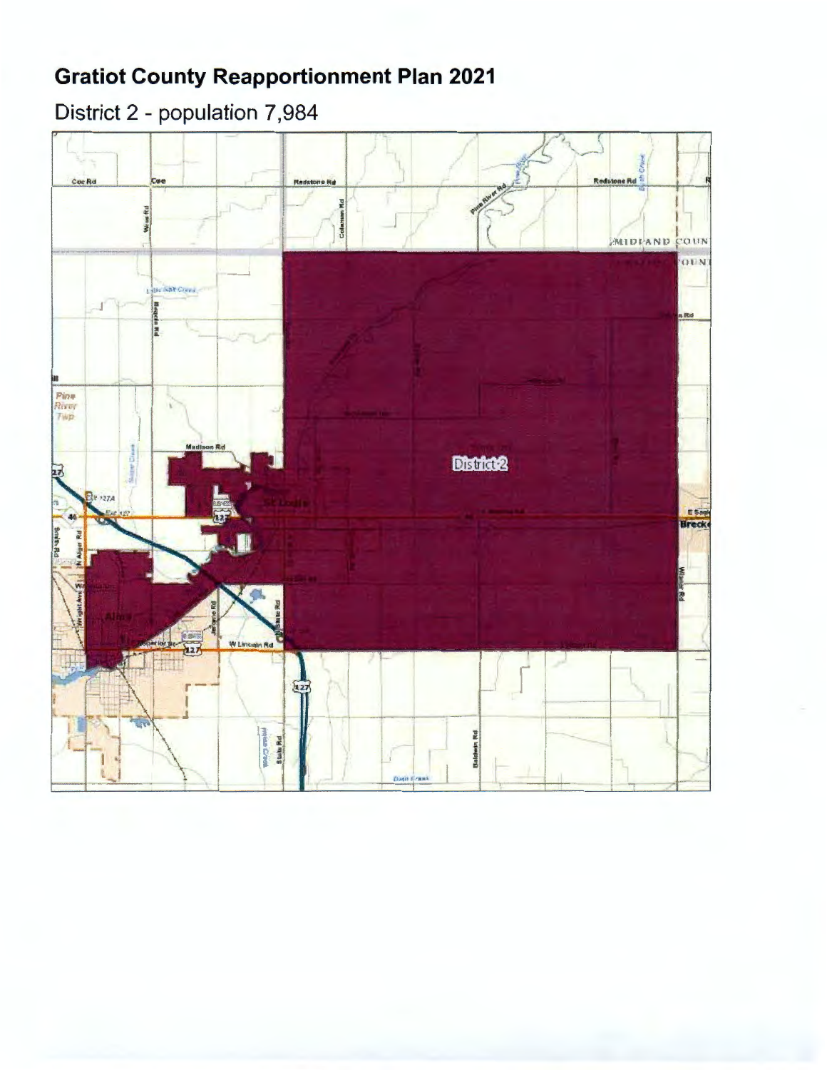# Gratiot County Reapportionment Plan 2021

District 2 - population 7,984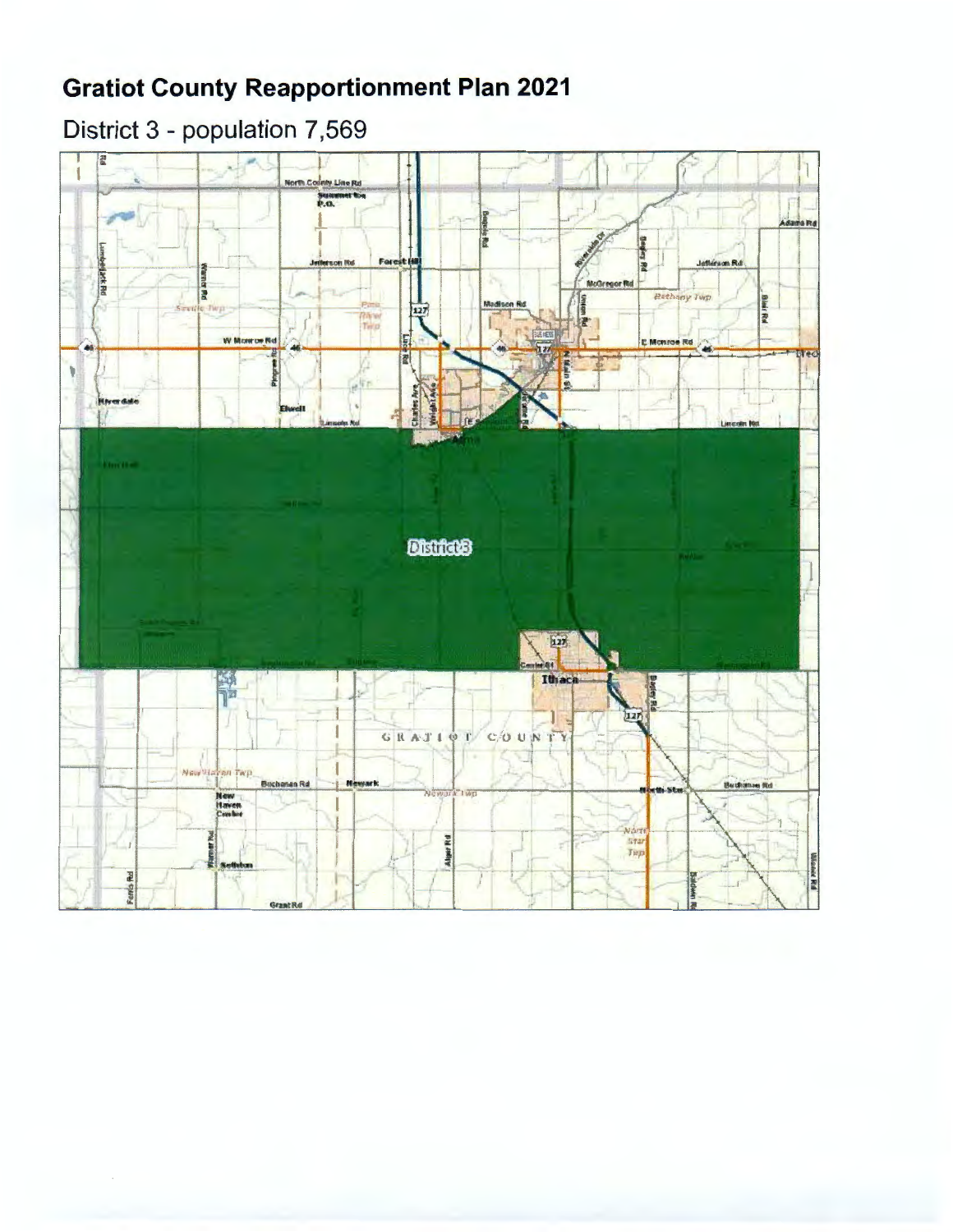# Gratiot County Reapportionment Plan 2021

District 3 - population 7,569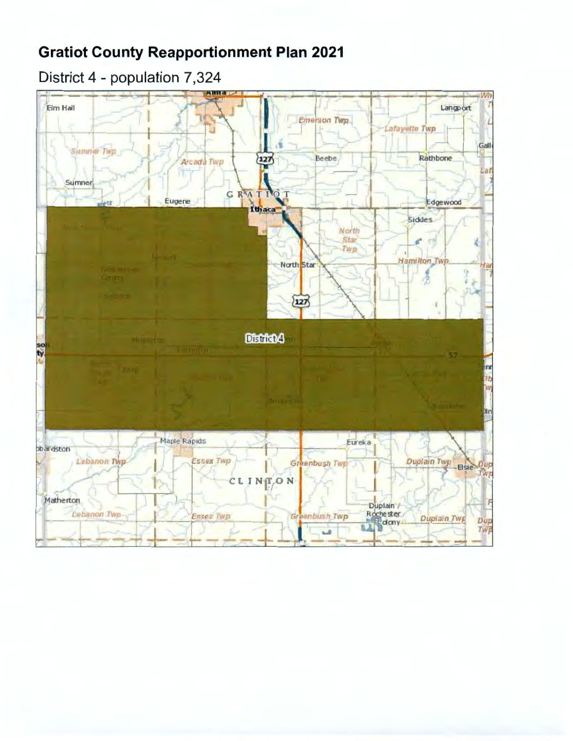# Gratiot County Reapportionment Plan 2021

District 4 - population 7,324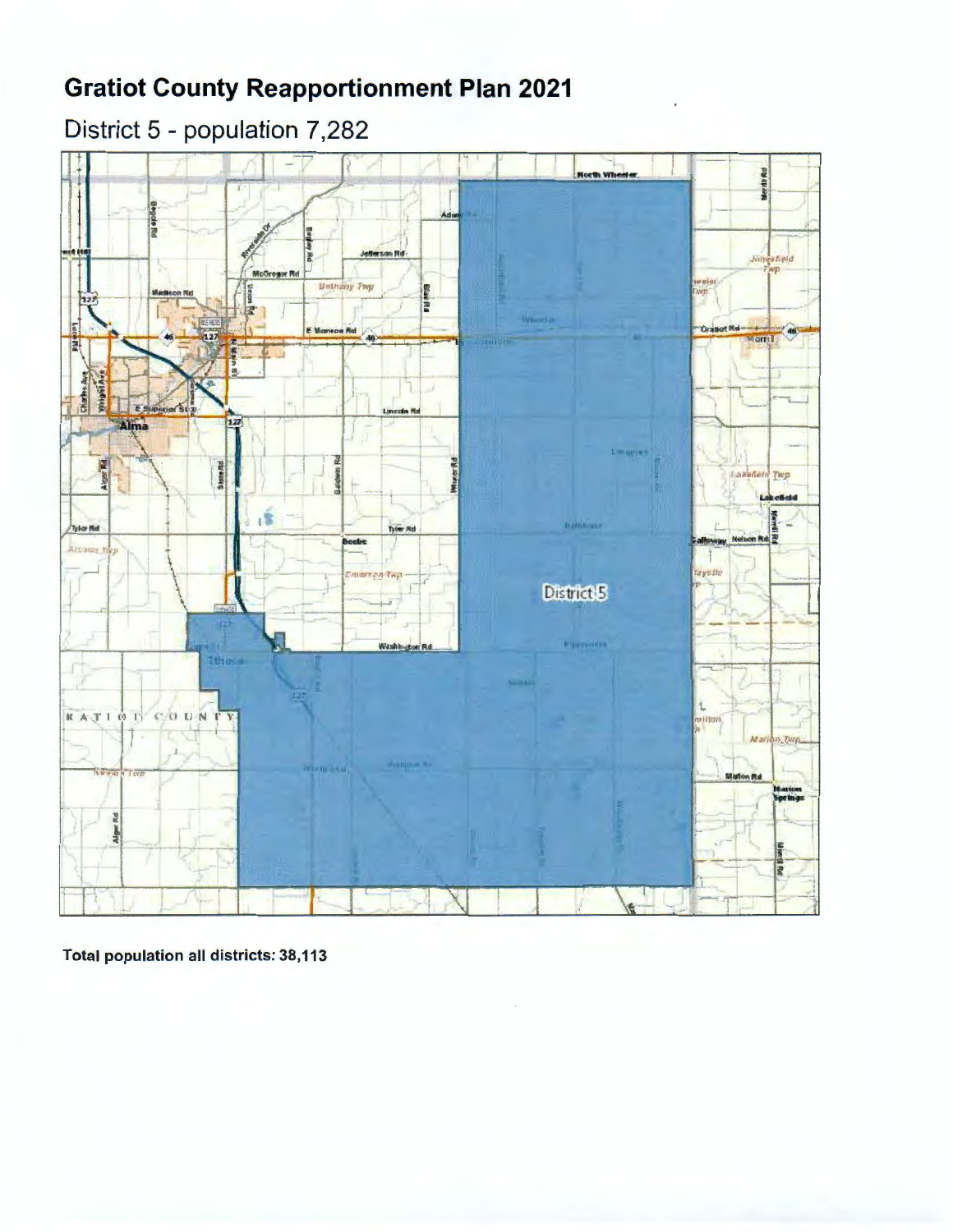## Gratiot County Reapportionment Plan 2021

District 5 - population 7,282

District 5

**Total population all districts: 38,113**